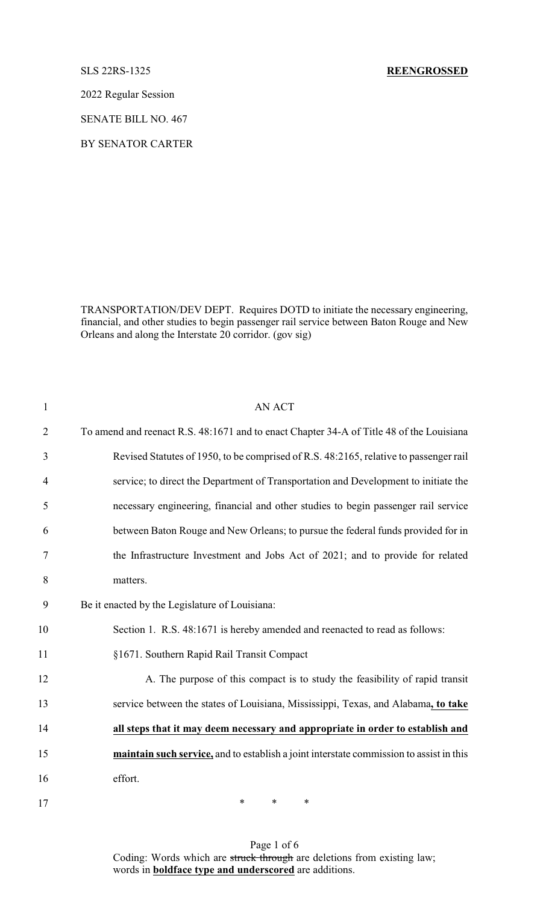SLS 22RS-1325 **REENGROSSED**

2022 Regular Session

SENATE BILL NO. 467

BY SENATOR CARTER

TRANSPORTATION/DEV DEPT. Requires DOTD to initiate the necessary engineering, financial, and other studies to begin passenger rail service between Baton Rouge and New Orleans and along the Interstate 20 corridor. (gov sig)

AN ACT

To amend and reenact R.S. 48:1671 and to enact Chapter 34-A of Title 48 of the Louisiana Revised Statutes of 1950, to be comprised of R.S. 48:2165, relative to passenger rail service; to direct the Department of Transportation and Development to initiate the necessary engineering, financial and other studies to begin passenger rail service between Baton Rouge and New Orleans; to pursue the federal funds provided for in the Infrastructure Investment and Jobs Act of 2021; and to provide for related matters.

Be it enacted by the Legislature of Louisiana:

Section 1. R.S. 48:1671 is hereby amended and reenacted to read as follows:

§1671. Southern Rapid Rail Transit Compact

A. The purpose of this compact is to study the feasibility of rapid transit service between the states of Louisiana, Mississippi, Texas, and Alabama<u>**, to take all steps that it may deem necessary and appropriate in order to establish and maintain such service,**</u> and to establish a joint interstate commission to assist in this effort.

\* \* \*

Coding: Words which are ~~struck through~~ are deletions from existing law; words in <u>**boldface type and underscored**</u> are additions.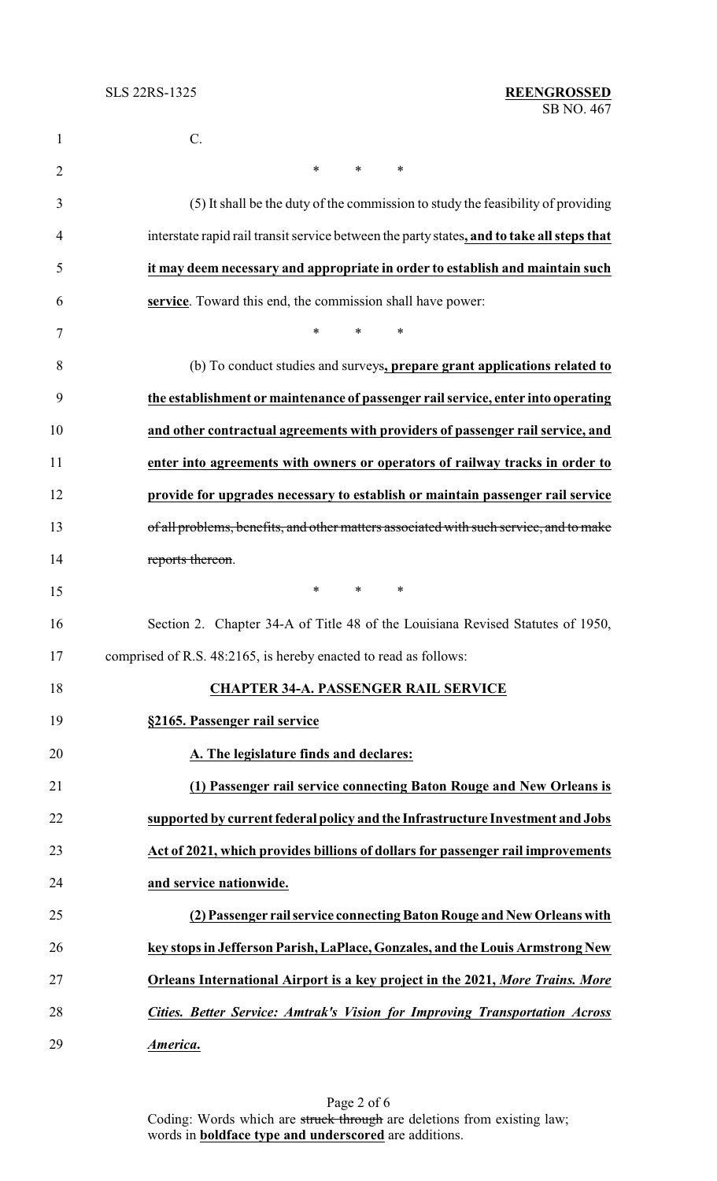C.

\* \* \*

(5) It shall be the duty of the commission to study the feasibility of providing interstate rapid rail transit service between the party states**, and to take all steps that it may deem necessary and appropriate in order to establish and maintain such service**. Toward this end, the commission shall have power:

\* \* \*

(b) To conduct studies and surveys**, prepare grant applications related to the establishment or maintenance of passenger rail service, enter into operating and other contractual agreements with providers of passenger rail service, and enter into agreements with owners or operators of railway tracks in order to provide for upgrades necessary to establish or maintain passenger rail service** ~~of all problems, benefits, and other matters associated with such service, and to make reports thereon~~.

\* \* \*

Section 2. Chapter 34-A of Title 48 of the Louisiana Revised Statutes of 1950, comprised of R.S. 48:2165, is hereby enacted to read as follows:

**CHAPTER 34-A. PASSENGER RAIL SERVICE**

**§2165. Passenger rail service**

**A. The legislature finds and declares:**

**(1) Passenger rail service connecting Baton Rouge and New Orleans is supported by current federal policy and the Infrastructure Investment and Jobs Act of 2021, which provides billions of dollars for passenger rail improvements and service nationwide.**

**(2) Passenger rail service connecting Baton Rouge and New Orleans with key stops in Jefferson Parish, LaPlace, Gonzales, and the Louis Armstrong New Orleans International Airport is a key project in the 2021, *More Trains. More Cities. Better Service: Amtrak's Vision for Improving Transportation Across America.***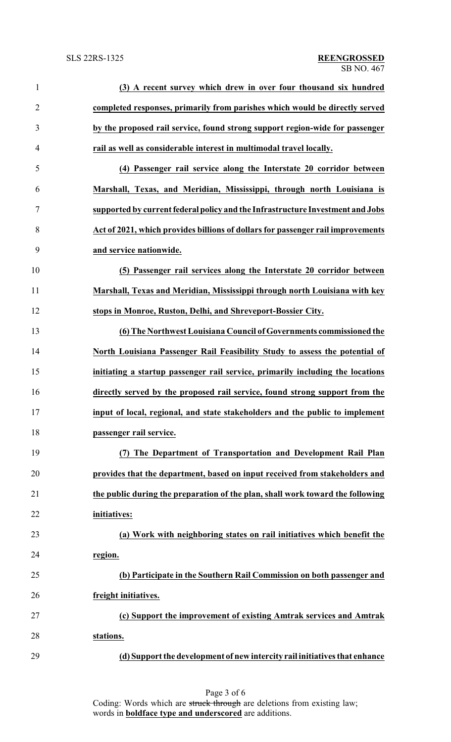**(3) A recent survey which drew in over four thousand six hundred completed responses, primarily from parishes which would be directly served by the proposed rail service, found strong support region-wide for passenger rail as well as considerable interest in multimodal travel locally.**

**(4) Passenger rail service along the Interstate 20 corridor between Marshall, Texas, and Meridian, Mississippi, through north Louisiana is supported by current federal policy and the Infrastructure Investment and Jobs Act of 2021, which provides billions of dollars for passenger rail improvements and service nationwide.**

**(5) Passenger rail services along the Interstate 20 corridor between Marshall, Texas and Meridian, Mississippi through north Louisiana with key stops in Monroe, Ruston, Delhi, and Shreveport-Bossier City.**

**(6) The Northwest Louisiana Council of Governments commissioned the North Louisiana Passenger Rail Feasibility Study to assess the potential of initiating a startup passenger rail service, primarily including the locations directly served by the proposed rail service, found strong support from the input of local, regional, and state stakeholders and the public to implement passenger rail service.**

**(7) The Department of Transportation and Development Rail Plan provides that the department, based on input received from stakeholders and the public during the preparation of the plan, shall work toward the following initiatives:**

**(a) Work with neighboring states on rail initiatives which benefit the region.**

**(b) Participate in the Southern Rail Commission on both passenger and freight initiatives.**

**(c) Support the improvement of existing Amtrak services and Amtrak stations.**

**(d) Support the development of new intercity rail initiatives that enhance**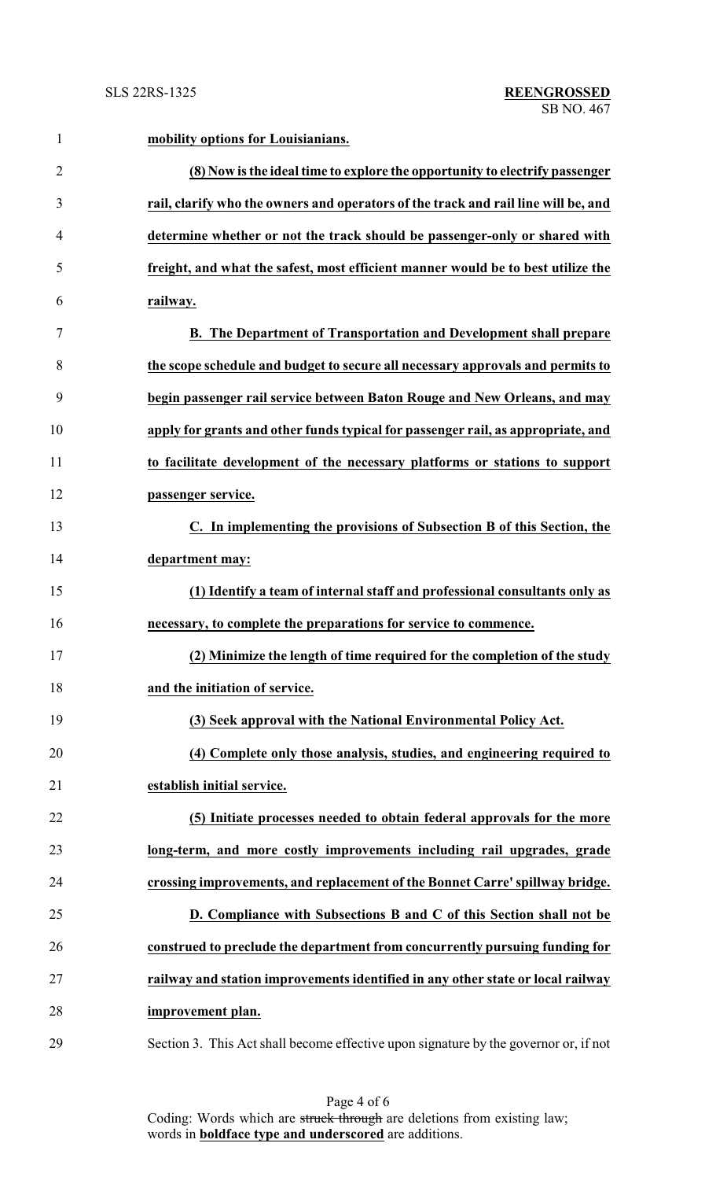**mobility options for Louisianians.**

**(8) Now is the ideal time to explore the opportunity to electrify passenger rail, clarify who the owners and operators of the track and rail line will be, and determine whether or not the track should be passenger-only or shared with freight, and what the safest, most efficient manner would be to best utilize the railway.**

**B. The Department of Transportation and Development shall prepare the scope schedule and budget to secure all necessary approvals and permits to begin passenger rail service between Baton Rouge and New Orleans, and may apply for grants and other funds typical for passenger rail, as appropriate, and to facilitate development of the necessary platforms or stations to support passenger service.**

**C. In implementing the provisions of Subsection B of this Section, the department may:**

**(1) Identify a team of internal staff and professional consultants only as necessary, to complete the preparations for service to commence.**

**(2) Minimize the length of time required for the completion of the study and the initiation of service.**

**(3) Seek approval with the National Environmental Policy Act.**

**(4) Complete only those analysis, studies, and engineering required to establish initial service.**

**(5) Initiate processes needed to obtain federal approvals for the more long-term, and more costly improvements including rail upgrades, grade crossing improvements, and replacement of the Bonnet Carre' spillway bridge.**

**D. Compliance with Subsections B and C of this Section shall not be construed to preclude the department from concurrently pursuing funding for railway and station improvements identified in any other state or local railway improvement plan.**

Section 3. This Act shall become effective upon signature by the governor or, if not

Coding: Words which are ~~struck through~~ are deletions from existing law; words in **boldface type and underscored** are additions.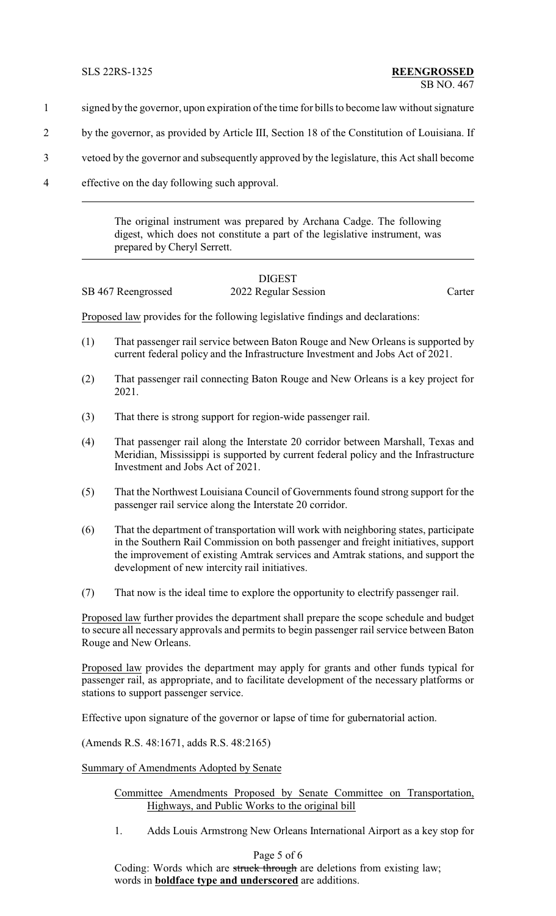1 signed by the governor, upon expiration of the time for bills to become law without signature

2 by the governor, as provided by Article III, Section 18 of the Constitution of Louisiana. If

3 vetoed by the governor and subsequently approved by the legislature, this Act shall become

4 effective on the day following such approval.

---

The original instrument was prepared by Archana Cadge. The following digest, which does not constitute a part of the legislative instrument, was prepared by Cheryl Serrett.

---

DIGEST

SB 467 Reengrossed — 2022 Regular Session — Carter

Proposed law provides for the following legislative findings and declarations:

(1) That passenger rail service between Baton Rouge and New Orleans is supported by current federal policy and the Infrastructure Investment and Jobs Act of 2021.

(2) That passenger rail connecting Baton Rouge and New Orleans is a key project for 2021.

(3) That there is strong support for region-wide passenger rail.

(4) That passenger rail along the Interstate 20 corridor between Marshall, Texas and Meridian, Mississippi is supported by current federal policy and the Infrastructure Investment and Jobs Act of 2021.

(5) That the Northwest Louisiana Council of Governments found strong support for the passenger rail service along the Interstate 20 corridor.

(6) That the department of transportation will work with neighboring states, participate in the Southern Rail Commission on both passenger and freight initiatives, support the improvement of existing Amtrak services and Amtrak stations, and support the development of new intercity rail initiatives.

(7) That now is the ideal time to explore the opportunity to electrify passenger rail.

Proposed law further provides the department shall prepare the scope schedule and budget to secure all necessary approvals and permits to begin passenger rail service between Baton Rouge and New Orleans.

Proposed law provides the department may apply for grants and other funds typical for passenger rail, as appropriate, and to facilitate development of the necessary platforms or stations to support passenger service.

Effective upon signature of the governor or lapse of time for gubernatorial action.

(Amends R.S. 48:1671, adds R.S. 48:2165)

Summary of Amendments Adopted by Senate

Committee Amendments Proposed by Senate Committee on Transportation, Highways, and Public Works to the original bill

1. Adds Louis Armstrong New Orleans International Airport as a key stop for

Coding: Words which are ~~struck through~~ are deletions from existing law; words in **boldface type and underscored** are additions.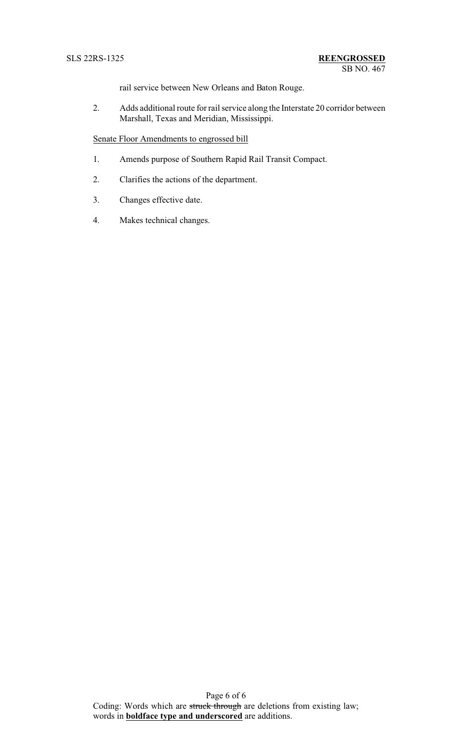rail service between New Orleans and Baton Rouge.

2. Adds additional route for rail service along the Interstate 20 corridor between Marshall, Texas and Meridian, Mississippi.

Senate Floor Amendments to engrossed bill

1. Amends purpose of Southern Rapid Rail Transit Compact.

2. Clarifies the actions of the department.

3. Changes effective date.

4. Makes technical changes.

Coding: Words which are ~~struck through~~ are deletions from existing law; words in **boldface type and underscored** are additions.